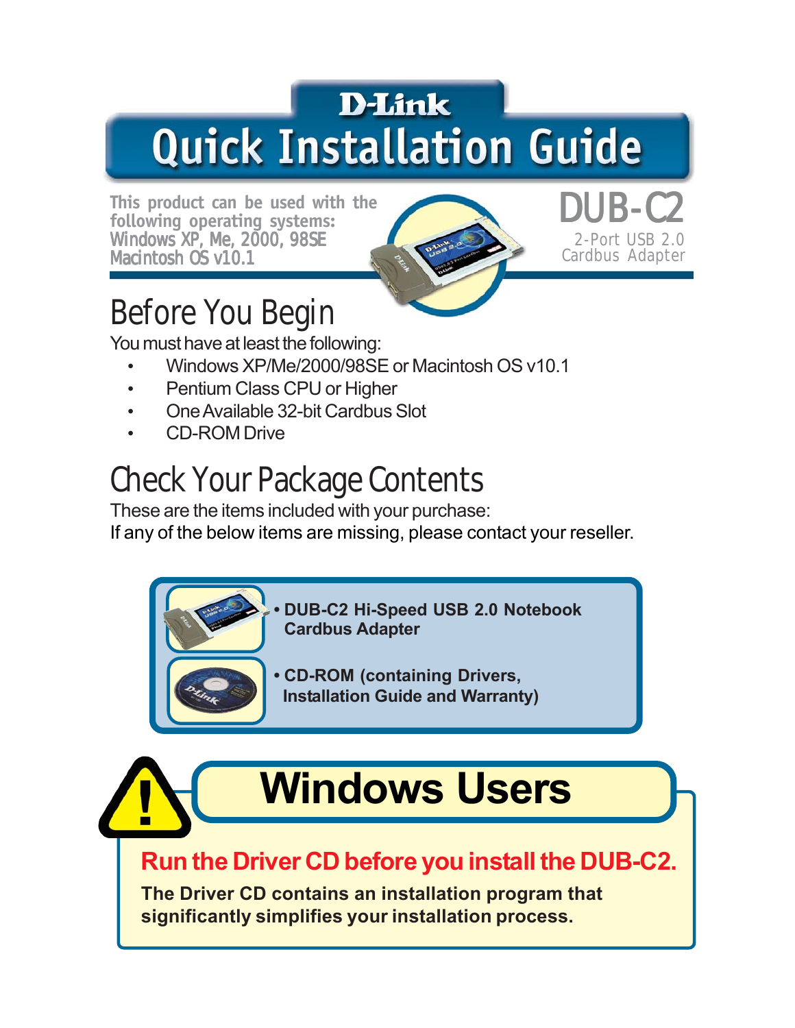D-Link

# Quick Installation Guide

This product can be used with the following operating systems:
Windows XP, Me, 2000, 98SE
Macintosh OS v10.1

**DUB-C2**
2-Port USB 2.0 Cardbus Adapter

## Before You Begin

You must have at least the following:

- Windows XP/Me/2000/98SE or Macintosh OS v10.1
- Pentium Class CPU or Higher
- One Available 32-bit Cardbus Slot
- CD-ROM Drive

## Check Your Package Contents

These are the items included with your purchase:
If any of the below items are missing, please contact your reseller.

- **DUB-C2 Hi-Speed USB 2.0 Notebook Cardbus Adapter**
- **CD-ROM (containing Drivers, Installation Guide and Warranty)**

# Windows Users

**Run the Driver CD before you install the DUB-C2.**

**The Driver CD contains an installation program that significantly simplifies your installation process.**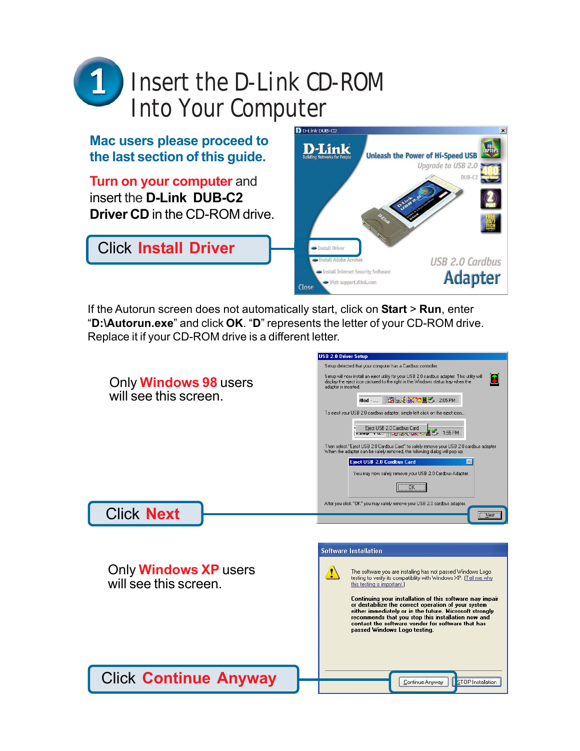# 1 Insert the D-Link CD-ROM Into Your Computer

**Mac users please proceed to the last section of this guide.**

**Turn on your computer** and insert the **D-Link DUB-C2 Driver CD** in the CD-ROM drive.

Click **Install Driver**

If the Autorun screen does not automatically start, click on **Start** > **Run**, enter "**D:\Autorun.exe**" and click **OK**. "**D**" represents the letter of your CD-ROM drive. Replace it if your CD-ROM drive is a different letter.

Only **Windows 98** users will see this screen.

Click **Next**

Only **Windows XP** users will see this screen.

Click **Continue Anyway**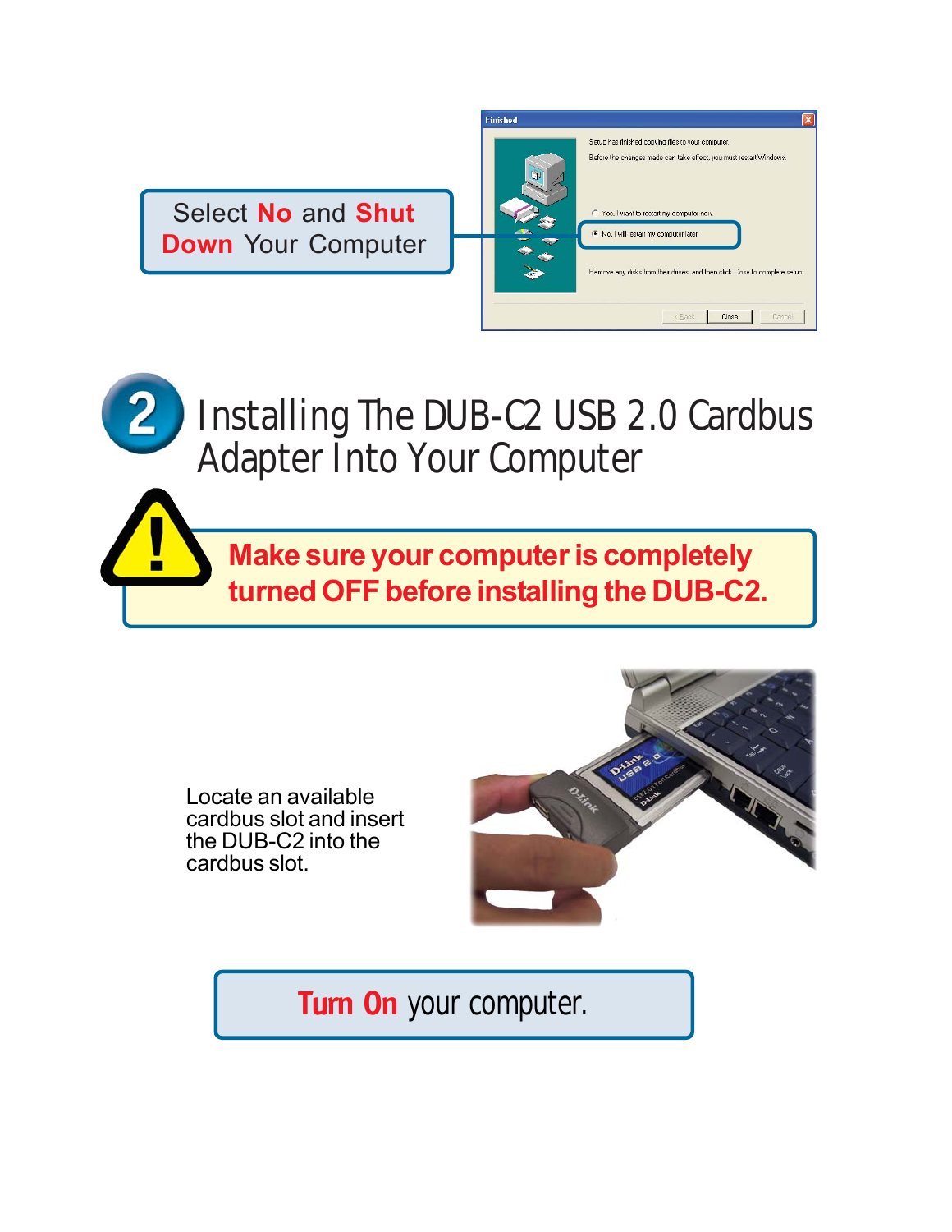Select **No** and **Shut Down** Your Computer

## 2 Installing The DUB-C2 USB 2.0 Cardbus Adapter Into Your Computer

**Make sure your computer is completely turned OFF before installing the DUB-C2.**

Locate an available cardbus slot and insert the DUB-C2 into the cardbus slot.

**Turn On** your computer.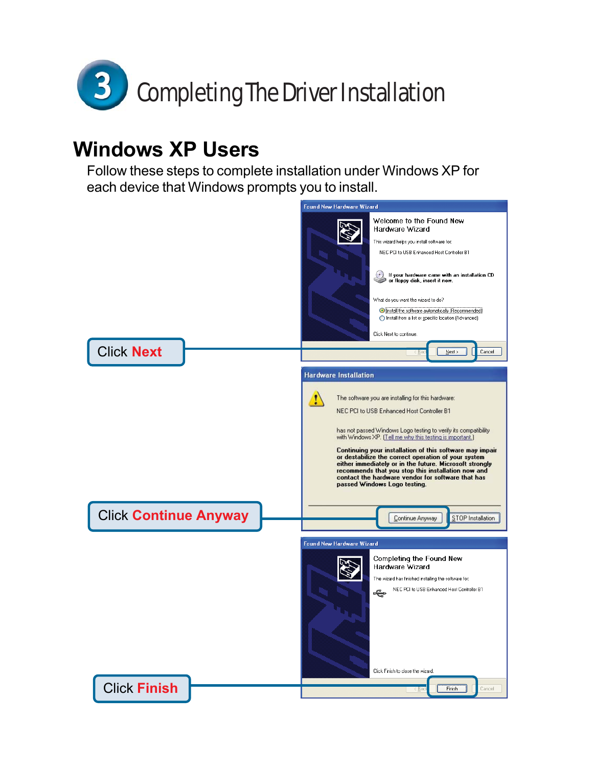# 3 Completing The Driver Installation

## Windows XP Users

Follow these steps to complete installation under Windows XP for each device that Windows prompts you to install.

**Found New Hardware Wizard**

Welcome to the Found New Hardware Wizard

This wizard helps you install software for:

NEC PCI to USB Enhanced Host Controller B1

If your hardware came with an installation CD or floppy disk, insert it now.

What do you want the wizard to do?

- Install the software automatically (Recommended)
- Install from a list or specific location (Advanced)

Click Next to continue.

< Back | Next > | Cancel

Click **Next**

**Hardware Installation**

The software you are installing for this hardware:

NEC PCI to USB Enhanced Host Controller B1

has not passed Windows Logo testing to verify its compatibility with Windows XP. (Tell me why this testing is important.)

**Continuing your installation of this software may impair or destabilize the correct operation of your system either immediately or in the future. Microsoft strongly recommends that you stop this installation now and contact the hardware vendor for software that has passed Windows Logo testing.**

Continue Anyway | STOP Installation

Click **Continue Anyway**

**Found New Hardware Wizard**

Completing the Found New Hardware Wizard

The wizard has finished installing the software for:

NEC PCI to USB Enhanced Host Controller B1

Click Finish to close the wizard.

< Back | Finish | Cancel

Click **Finish**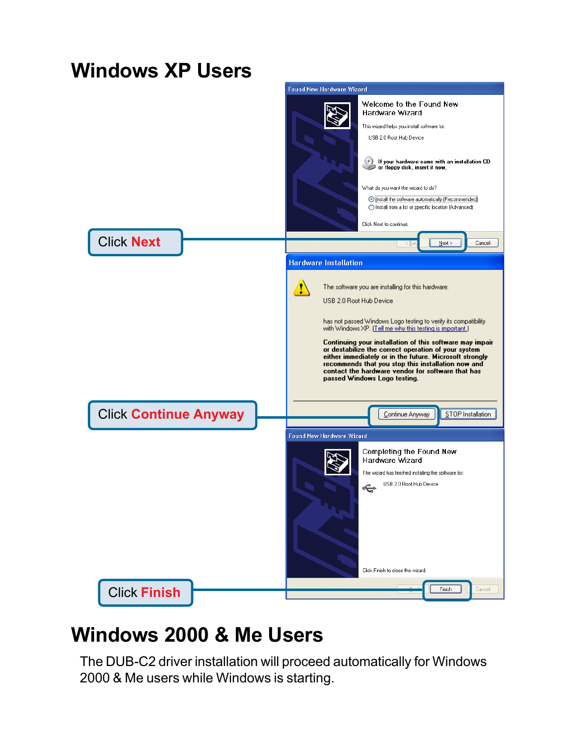# Windows XP Users

Click **Next**

Click **Continue Anyway**

Click **Finish**

# Windows 2000 & Me Users

The DUB-C2 driver installation will proceed automatically for Windows 2000 & Me users while Windows is starting.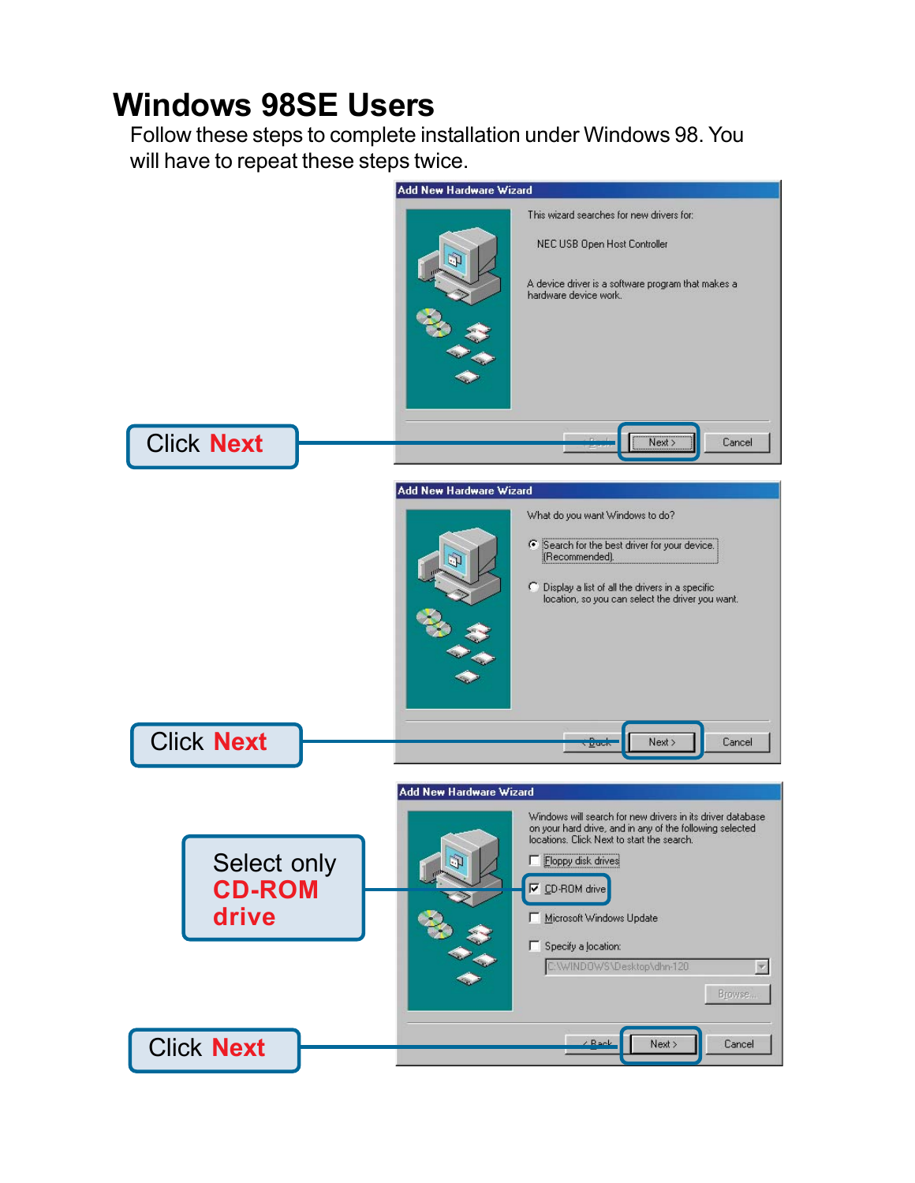# Windows 98SE Users

Follow these steps to complete installation under Windows 98. You will have to repeat these steps twice.

**Add New Hardware Wizard**

This wizard searches for new drivers for:

NEC USB Open Host Controller

A device driver is a software program that makes a hardware device work.

< Back | Next > | Cancel

Click **Next**

**Add New Hardware Wizard**

What do you want Windows to do?

- Search for the best driver for your device. (Recommended).
- Display a list of all the drivers in a specific location, so you can select the driver you want.

< Back | Next > | Cancel

Click **Next**

**Add New Hardware Wizard**

Windows will search for new drivers in its driver database on your hard drive, and in any of the following selected locations. Click Next to start the search.

- [ ] Floppy disk drives
- [x] CD-ROM drive
- [ ] Microsoft Windows Update
- [ ] Specify a location:

C:\WINDOWS\Desktop\dhn-120

Browse...

< Back | Next > | Cancel

Select only **CD-ROM drive**

Click **Next**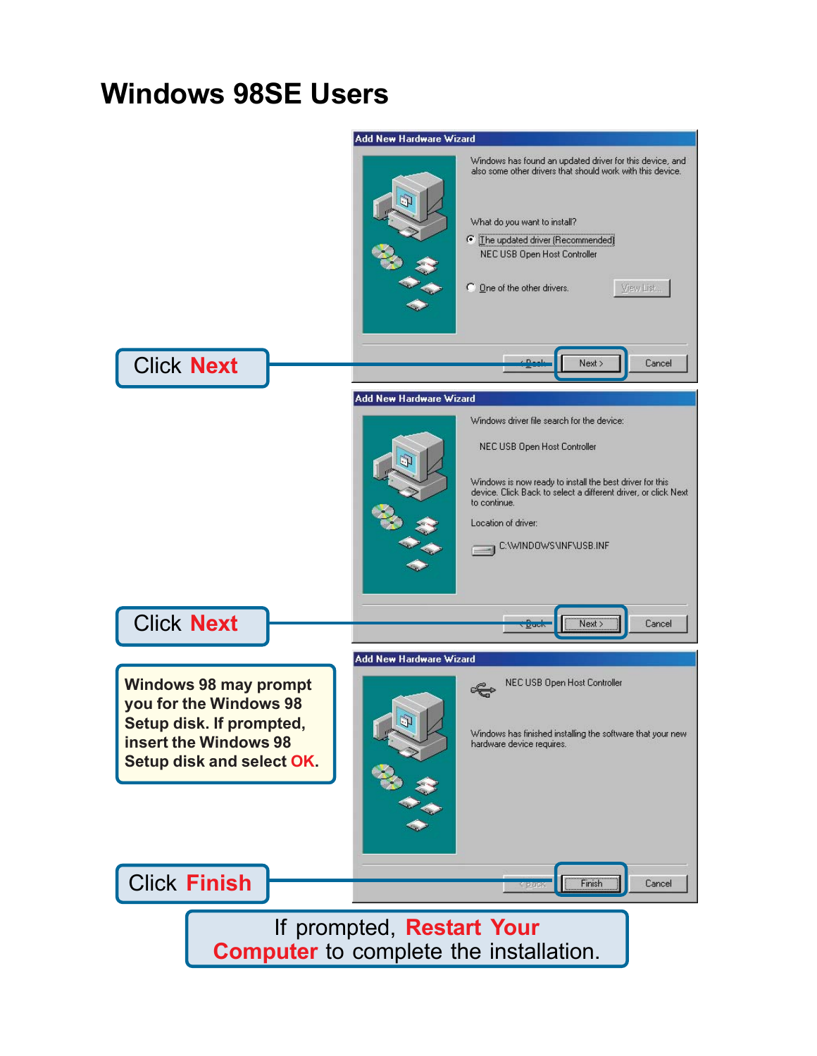# Windows 98SE Users

**Add New Hardware Wizard**

Windows has found an updated driver for this device, and also some other drivers that should work with this device.

What do you want to install?

- The updated driver (Recommended)
  NEC USB Open Host Controller
- One of the other drivers. [View List...]

[< Back] [Next >] [Cancel]

Click **Next**

**Add New Hardware Wizard**

Windows driver file search for the device:

NEC USB Open Host Controller

Windows is now ready to install the best driver for this device. Click Back to select a different driver, or click Next to continue.

Location of driver:

C:\WINDOWS\INF\USB.INF

[< Back] [Next >] [Cancel]

Click **Next**

**Windows 98 may prompt you for the Windows 98 Setup disk. If prompted, insert the Windows 98 Setup disk and select OK.**

**Add New Hardware Wizard**

NEC USB Open Host Controller

Windows has finished installing the software that your new hardware device requires.

[< Back] [Finish] [Cancel]

Click **Finish**

If prompted, **Restart Your Computer** to complete the installation.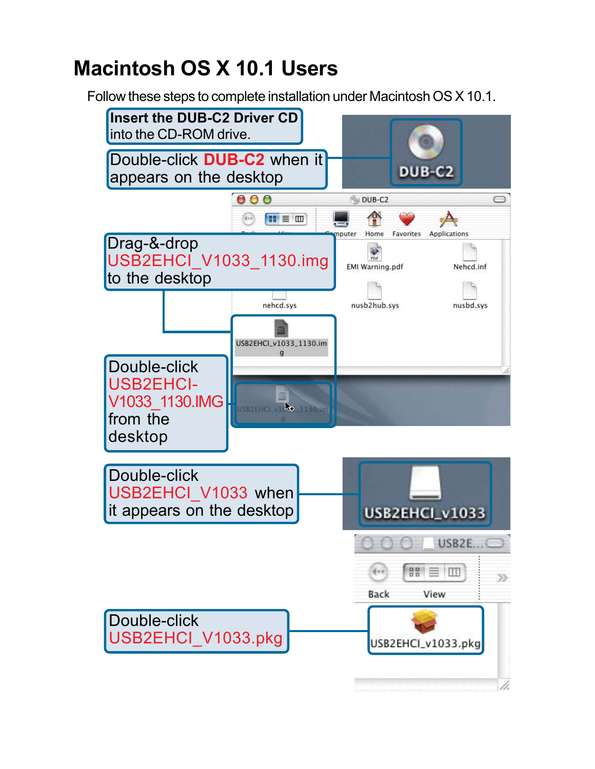# Macintosh OS X 10.1 Users

Follow these steps to complete installation under Macintosh OS X 10.1.

**Insert the DUB-C2 Driver CD** into the CD-ROM drive.

Double-click **DUB-C2** when it appears on the desktop

Drag-&-drop USB2EHCI_V1033_1130.img to the desktop

Double-click USB2EHCI-V1033_1130.IMG from the desktop

Double-click USB2EHCI_V1033 when it appears on the desktop

Double-click USB2EHCI_V1033.pkg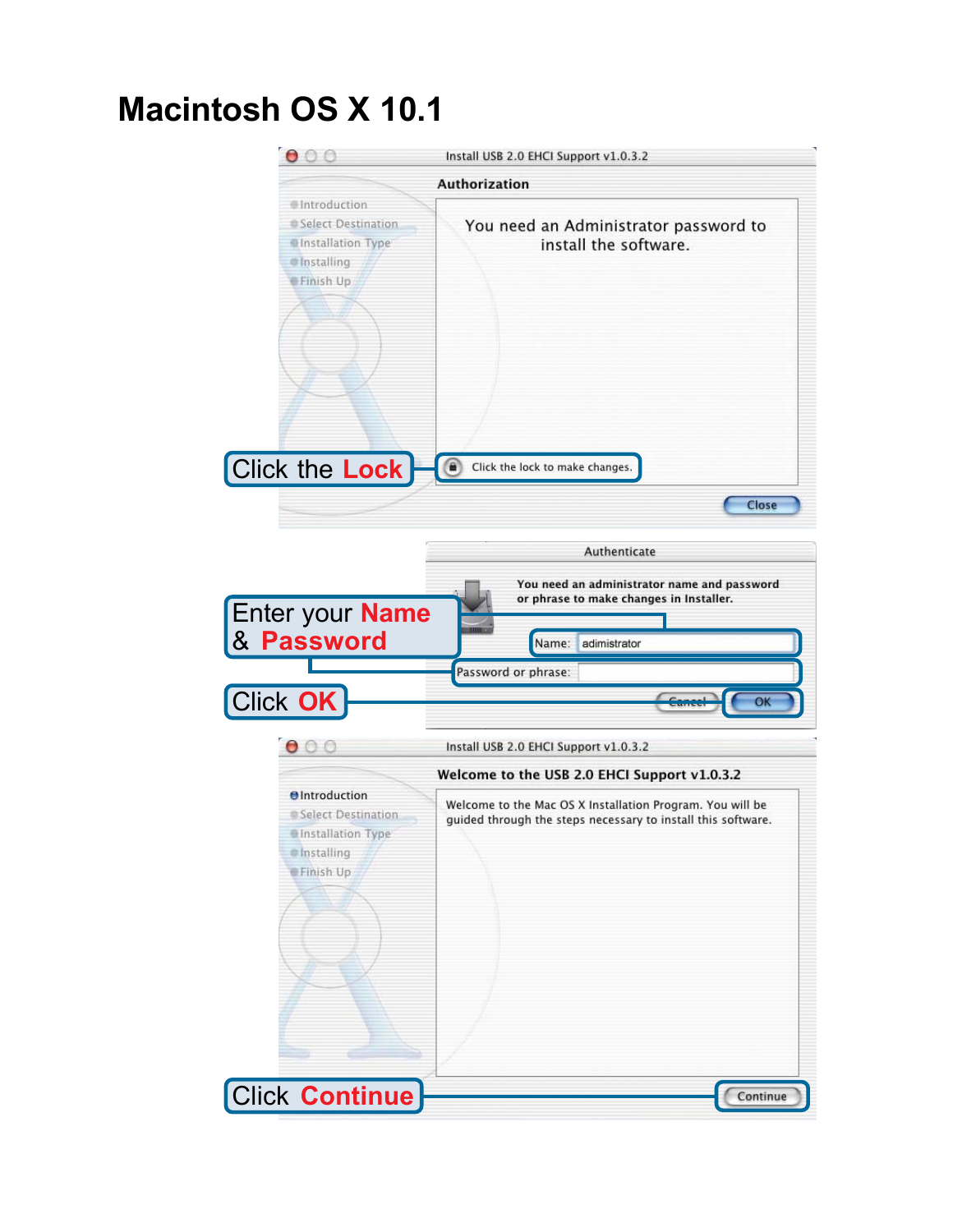# Macintosh OS X 10.1

Install USB 2.0 EHCI Support v1.0.3.2

**Authorization**

- Introduction
- Select Destination
- Installation Type
- Installing
- Finish Up

You need an Administrator password to install the software.

Click the **Lock** — Click the lock to make changes.

Close

Authenticate

**You need an administrator name and password or phrase to make changes in Installer.**

Enter your **Name** & **Password**

Name: adimistrator

Password or phrase:

Click **OK** — Cancel | OK

Install USB 2.0 EHCI Support v1.0.3.2

**Welcome to the USB 2.0 EHCI Support v1.0.3.2**

- Introduction
- Select Destination
- Installation Type
- Installing
- Finish Up

Welcome to the Mac OS X Installation Program. You will be guided through the steps necessary to install this software.

Click **Continue** — Continue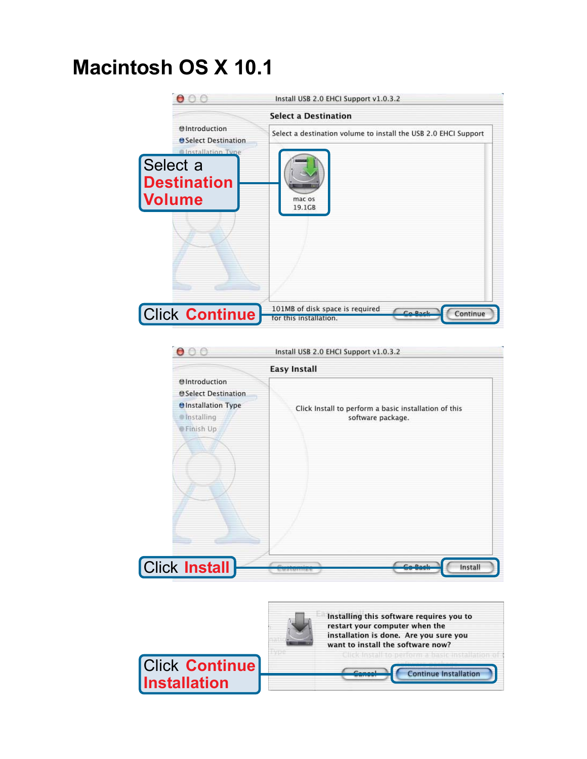# Macintosh OS X 10.1

Install USB 2.0 EHCI Support v1.0.3.2

**Select a Destination**

- Introduction
- Select Destination
- Installation Type

Select a destination volume to install the USB 2.0 EHCI Support

mac os
19.1GB

101MB of disk space is required for this installation.

Go Back | Continue

**Select a Destination Volume**

**Click Continue**

Install USB 2.0 EHCI Support v1.0.3.2

**Easy Install**

- Introduction
- Select Destination
- Installation Type
- Installing
- Finish Up

Click Install to perform a basic installation of this software package.

Customize | Go Back | Install

**Click Install**

Installing this software requires you to restart your computer when the installation is done. Are you sure you want to install the software now?

Cancel | Continue Installation

**Click Continue Installation**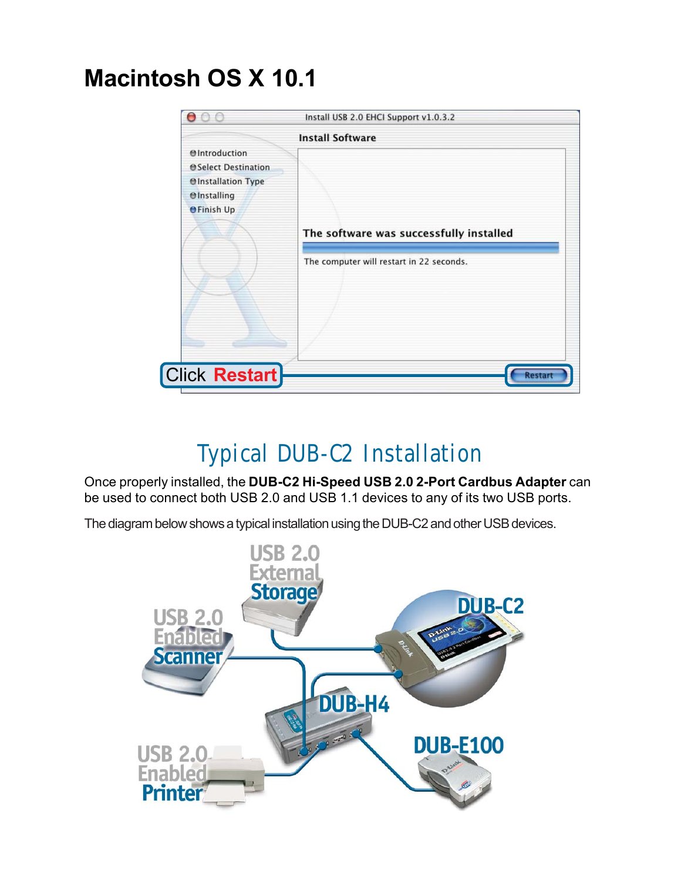# Macintosh OS X 10.1

Click **Restart**

## Typical DUB-C2 Installation

Once properly installed, the **DUB-C2 Hi-Speed USB 2.0 2-Port Cardbus Adapter** can be used to connect both USB 2.0 and USB 1.1 devices to any of its two USB ports.

The diagram below shows a typical installation using the DUB-C2 and other USB devices.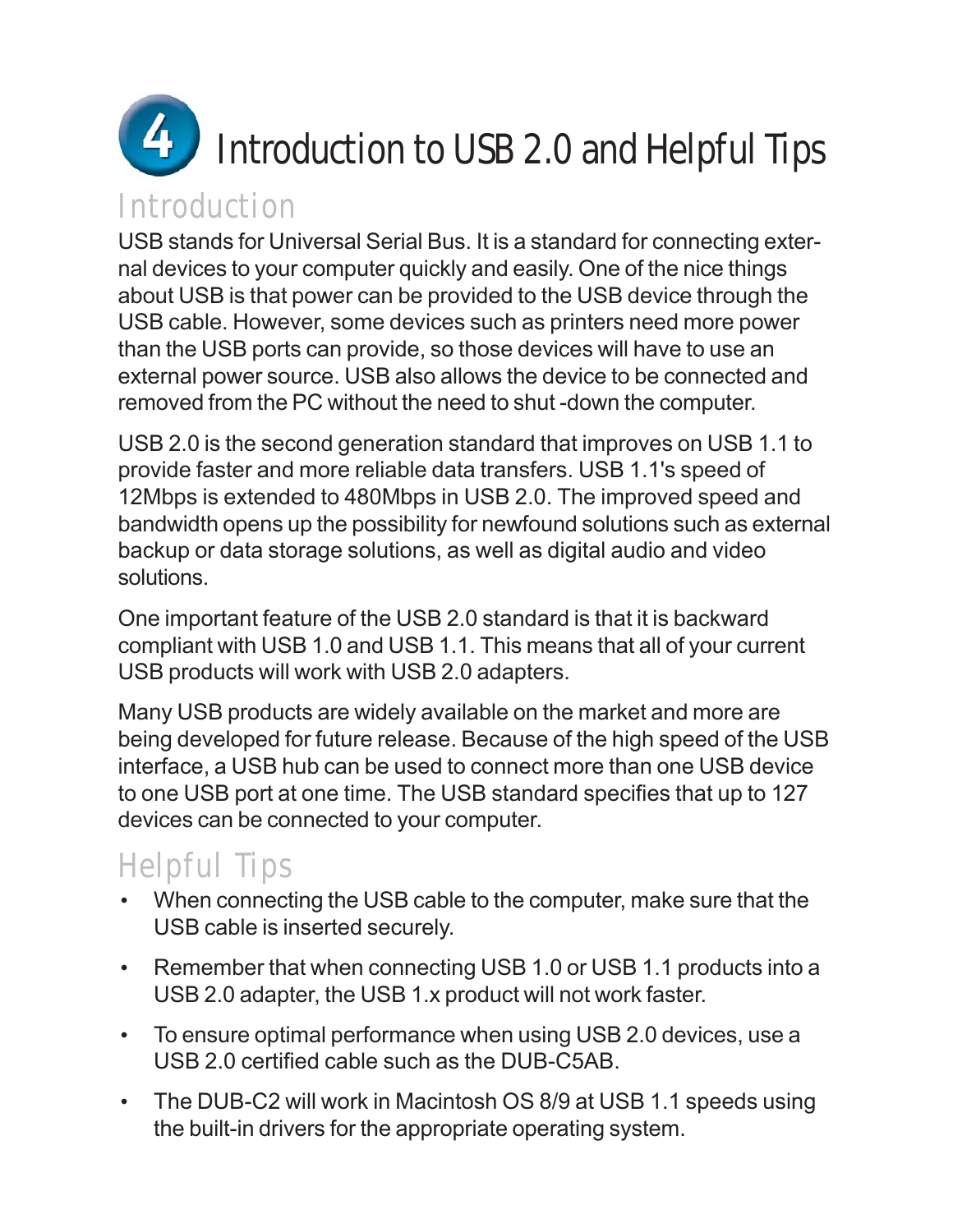# 4 Introduction to USB 2.0 and Helpful Tips

## Introduction

USB stands for Universal Serial Bus. It is a standard for connecting external devices to your computer quickly and easily. One of the nice things about USB is that power can be provided to the USB device through the USB cable. However, some devices such as printers need more power than the USB ports can provide, so those devices will have to use an external power source. USB also allows the device to be connected and removed from the PC without the need to shut -down the computer.

USB 2.0 is the second generation standard that improves on USB 1.1 to provide faster and more reliable data transfers. USB 1.1's speed of 12Mbps is extended to 480Mbps in USB 2.0. The improved speed and bandwidth opens up the possibility for newfound solutions such as external backup or data storage solutions, as well as digital audio and video solutions.

One important feature of the USB 2.0 standard is that it is backward compliant with USB 1.0 and USB 1.1. This means that all of your current USB products will work with USB 2.0 adapters.

Many USB products are widely available on the market and more are being developed for future release. Because of the high speed of the USB interface, a USB hub can be used to connect more than one USB device to one USB port at one time. The USB standard specifies that up to 127 devices can be connected to your computer.

## Helpful Tips

- When connecting the USB cable to the computer, make sure that the USB cable is inserted securely.
- Remember that when connecting USB 1.0 or USB 1.1 products into a USB 2.0 adapter, the USB 1.x product will not work faster.
- To ensure optimal performance when using USB 2.0 devices, use a USB 2.0 certified cable such as the DUB-C5AB.
- The DUB-C2 will work in Macintosh OS 8/9 at USB 1.1 speeds using the built-in drivers for the appropriate operating system.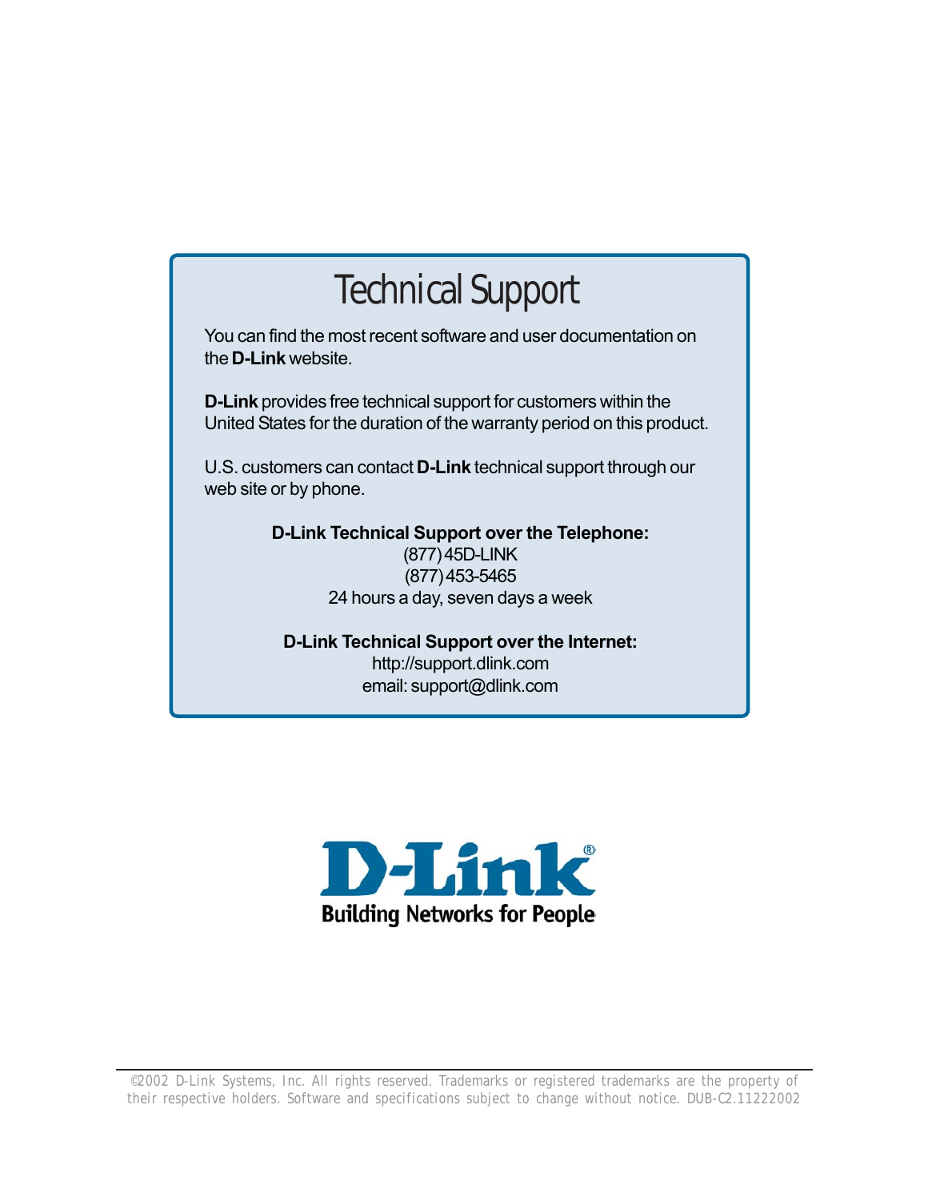# Technical Support

You can find the most recent software and user documentation on the **D-Link** website.

**D-Link** provides free technical support for customers within the United States for the duration of the warranty period on this product.

U.S. customers can contact **D-Link** technical support through our web site or by phone.

**D-Link Technical Support over the Telephone:**
(877) 45D-LINK
(877) 453-5465
24 hours a day, seven days a week

**D-Link Technical Support over the Internet:**
http://support.dlink.com
email: support@dlink.com

D-Link®
Building Networks for People

©2002 D-Link Systems, Inc. All rights reserved. Trademarks or registered trademarks are the property of their respective holders. Software and specifications subject to change without notice. DUB-C2.11222002